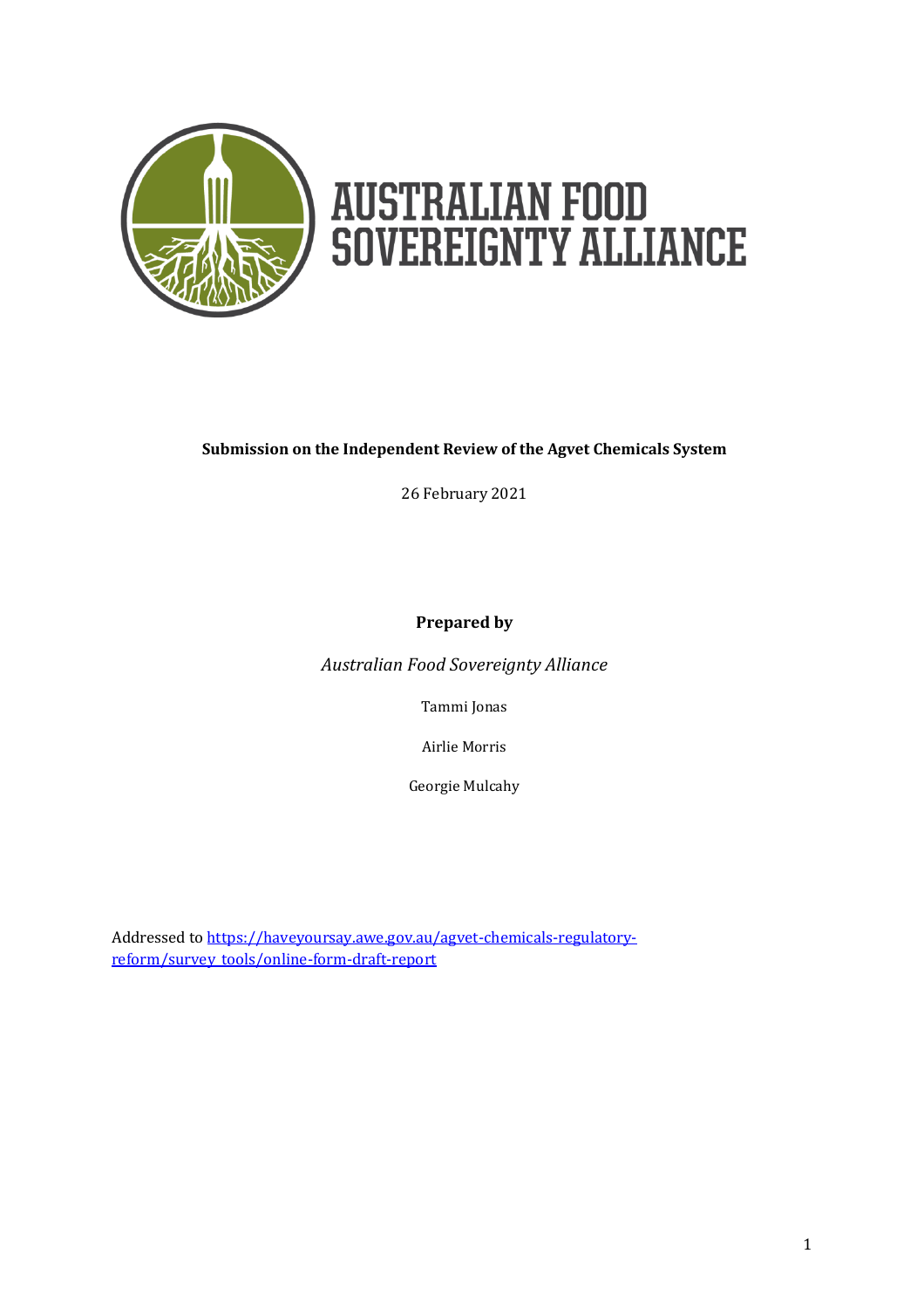# AUSTRALIAN FOOD SOVEREIGNTY ALLIANCE

**Submission on the Independent Review of the Agvet Chemicals System**

26 February 2021

**Prepared by**

*Australian Food Sovereignty Alliance*

Tammi Jonas

Airlie Morris

Georgie Mulcahy

Addressed to [https://haveyoursay.awe.gov.au/agvet-chemicals-regulatory-reform/survey_tools/online-form-draft-report](https://haveyoursay.awe.gov.au/agvet-chemicals-regulatory-reform/survey_tools/online-form-draft-report)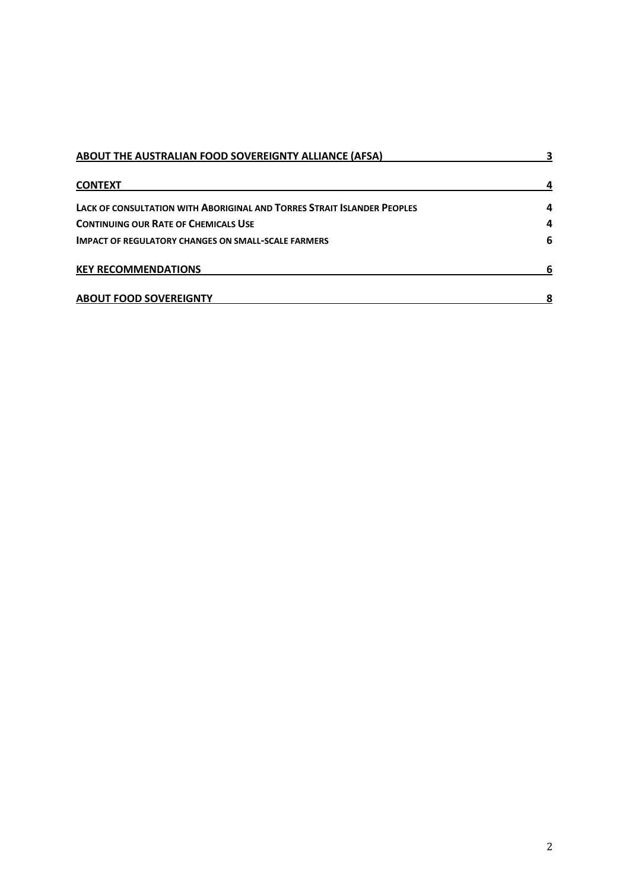| | |
|---|---|
| **ABOUT THE AUSTRALIAN FOOD SOVEREIGNTY ALLIANCE (AFSA)** | **3** |
| **CONTEXT** | **4** |
| **LACK OF CONSULTATION WITH ABORIGINAL AND TORRES STRAIT ISLANDER PEOPLES** | **4** |
| **CONTINUING OUR RATE OF CHEMICALS USE** | **4** |
| **IMPACT OF REGULATORY CHANGES ON SMALL-SCALE FARMERS** | **6** |
| **KEY RECOMMENDATIONS** | **6** |
| **ABOUT FOOD SOVEREIGNTY** | **8** |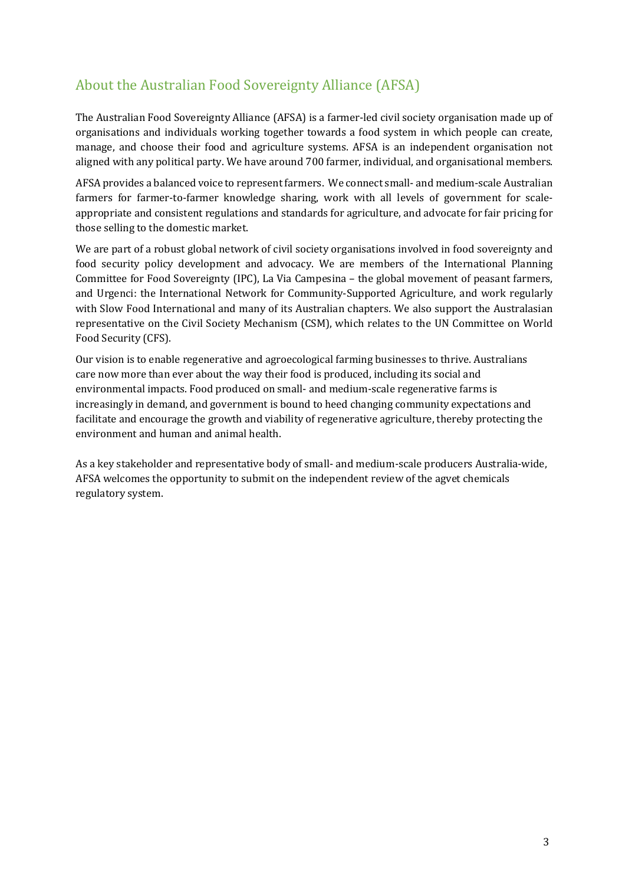## About the Australian Food Sovereignty Alliance (AFSA)

The Australian Food Sovereignty Alliance (AFSA) is a farmer-led civil society organisation made up of organisations and individuals working together towards a food system in which people can create, manage, and choose their food and agriculture systems. AFSA is an independent organisation not aligned with any political party. We have around 700 farmer, individual, and organisational members.

AFSA provides a balanced voice to represent farmers. We connect small- and medium-scale Australian farmers for farmer-to-farmer knowledge sharing, work with all levels of government for scale-appropriate and consistent regulations and standards for agriculture, and advocate for fair pricing for those selling to the domestic market.

We are part of a robust global network of civil society organisations involved in food sovereignty and food security policy development and advocacy. We are members of the International Planning Committee for Food Sovereignty (IPC), La Via Campesina – the global movement of peasant farmers, and Urgenci: the International Network for Community-Supported Agriculture, and work regularly with Slow Food International and many of its Australian chapters. We also support the Australasian representative on the Civil Society Mechanism (CSM), which relates to the UN Committee on World Food Security (CFS).

Our vision is to enable regenerative and agroecological farming businesses to thrive. Australians care now more than ever about the way their food is produced, including its social and environmental impacts. Food produced on small- and medium-scale regenerative farms is increasingly in demand, and government is bound to heed changing community expectations and facilitate and encourage the growth and viability of regenerative agriculture, thereby protecting the environment and human and animal health.

As a key stakeholder and representative body of small- and medium-scale producers Australia-wide, AFSA welcomes the opportunity to submit on the independent review of the agvet chemicals regulatory system.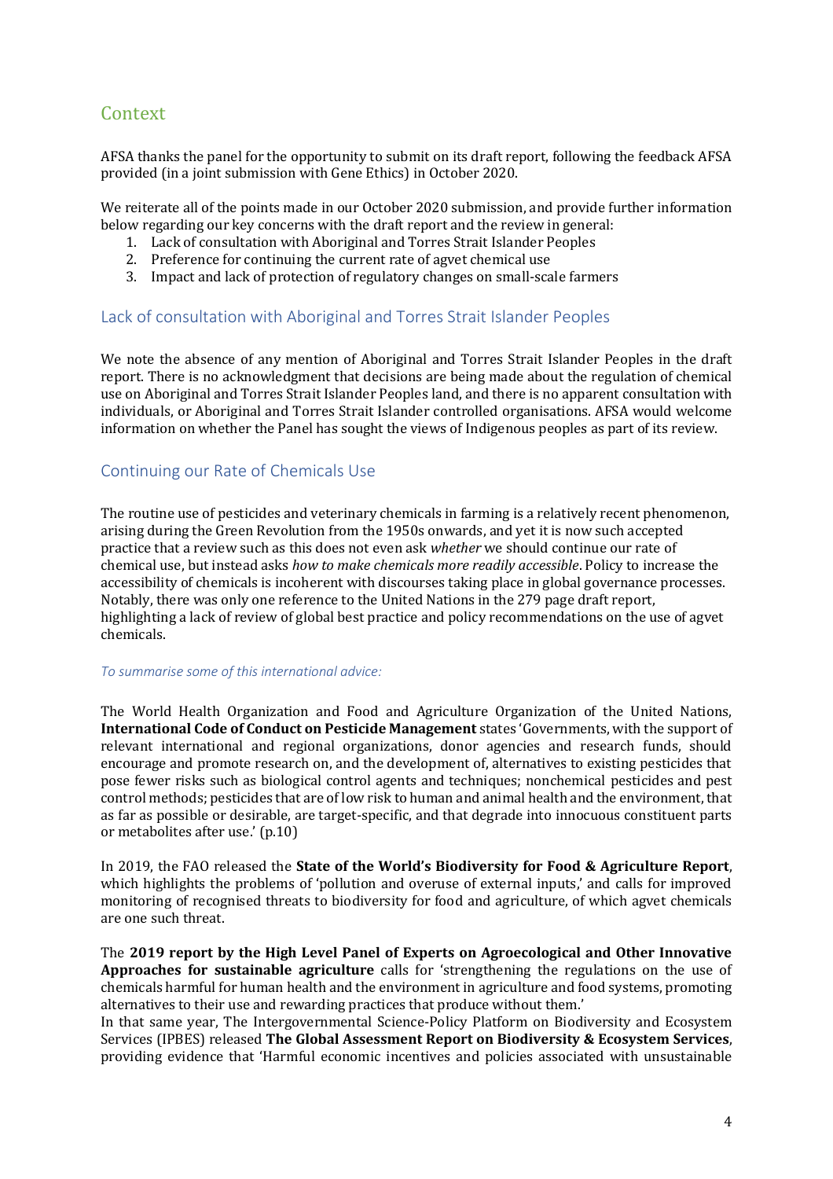## Context

AFSA thanks the panel for the opportunity to submit on its draft report, following the feedback AFSA provided (in a joint submission with Gene Ethics) in October 2020.

We reiterate all of the points made in our October 2020 submission, and provide further information below regarding our key concerns with the draft report and the review in general:

1. Lack of consultation with Aboriginal and Torres Strait Islander Peoples
2. Preference for continuing the current rate of agvet chemical use
3. Impact and lack of protection of regulatory changes on small-scale farmers

### Lack of consultation with Aboriginal and Torres Strait Islander Peoples

We note the absence of any mention of Aboriginal and Torres Strait Islander Peoples in the draft report. There is no acknowledgment that decisions are being made about the regulation of chemical use on Aboriginal and Torres Strait Islander Peoples land, and there is no apparent consultation with individuals, or Aboriginal and Torres Strait Islander controlled organisations. AFSA would welcome information on whether the Panel has sought the views of Indigenous peoples as part of its review.

### Continuing our Rate of Chemicals Use

The routine use of pesticides and veterinary chemicals in farming is a relatively recent phenomenon, arising during the Green Revolution from the 1950s onwards, and yet it is now such accepted practice that a review such as this does not even ask *whether* we should continue our rate of chemical use, but instead asks *how to make chemicals more readily accessible*. Policy to increase the accessibility of chemicals is incoherent with discourses taking place in global governance processes. Notably, there was only one reference to the United Nations in the 279 page draft report, highlighting a lack of review of global best practice and policy recommendations on the use of agvet chemicals.

*To summarise some of this international advice:*

The World Health Organization and Food and Agriculture Organization of the United Nations, **International Code of Conduct on Pesticide Management** states 'Governments, with the support of relevant international and regional organizations, donor agencies and research funds, should encourage and promote research on, and the development of, alternatives to existing pesticides that pose fewer risks such as biological control agents and techniques; nonchemical pesticides and pest control methods; pesticides that are of low risk to human and animal health and the environment, that as far as possible or desirable, are target-specific, and that degrade into innocuous constituent parts or metabolites after use.' (p.10)

In 2019, the FAO released the **State of the World's Biodiversity for Food & Agriculture Report**, which highlights the problems of 'pollution and overuse of external inputs,' and calls for improved monitoring of recognised threats to biodiversity for food and agriculture, of which agvet chemicals are one such threat.

The **2019 report by the High Level Panel of Experts on Agroecological and Other Innovative Approaches for sustainable agriculture** calls for 'strengthening the regulations on the use of chemicals harmful for human health and the environment in agriculture and food systems, promoting alternatives to their use and rewarding practices that produce without them.'
In that same year, The Intergovernmental Science-Policy Platform on Biodiversity and Ecosystem Services (IPBES) released **The Global Assessment Report on Biodiversity & Ecosystem Services**, providing evidence that 'Harmful economic incentives and policies associated with unsustainable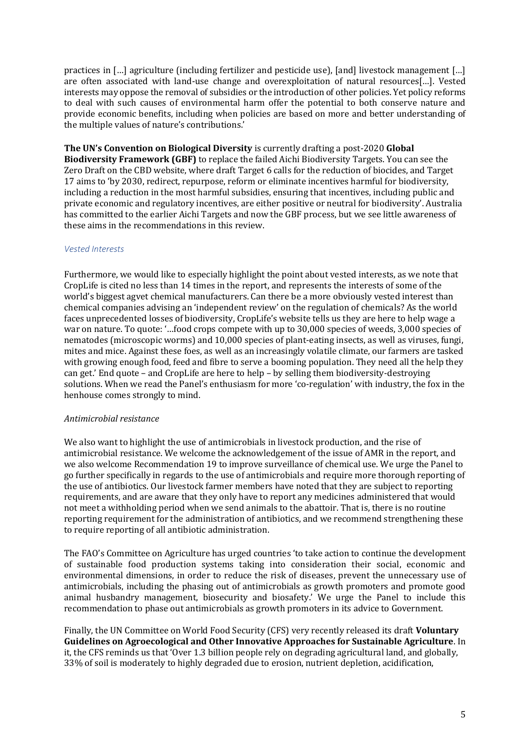practices in […] agriculture (including fertilizer and pesticide use), [and] livestock management […] are often associated with land-use change and overexploitation of natural resources[…]. Vested interests may oppose the removal of subsidies or the introduction of other policies. Yet policy reforms to deal with such causes of environmental harm offer the potential to both conserve nature and provide economic benefits, including when policies are based on more and better understanding of the multiple values of nature's contributions.'

**The UN's Convention on Biological Diversity** is currently drafting a post-2020 **Global Biodiversity Framework (GBF)** to replace the failed Aichi Biodiversity Targets. You can see the Zero Draft on the CBD website, where draft Target 6 calls for the reduction of biocides, and Target 17 aims to 'by 2030, redirect, repurpose, reform or eliminate incentives harmful for biodiversity, including a reduction in the most harmful subsidies, ensuring that incentives, including public and private economic and regulatory incentives, are either positive or neutral for biodiversity'. Australia has committed to the earlier Aichi Targets and now the GBF process, but we see little awareness of these aims in the recommendations in this review.

*Vested Interests*

Furthermore, we would like to especially highlight the point about vested interests, as we note that CropLife is cited no less than 14 times in the report, and represents the interests of some of the world's biggest agvet chemical manufacturers. Can there be a more obviously vested interest than chemical companies advising an 'independent review' on the regulation of chemicals? As the world faces unprecedented losses of biodiversity, CropLife's website tells us they are here to help wage a war on nature. To quote: '…food crops compete with up to 30,000 species of weeds, 3,000 species of nematodes (microscopic worms) and 10,000 species of plant-eating insects, as well as viruses, fungi, mites and mice. Against these foes, as well as an increasingly volatile climate, our farmers are tasked with growing enough food, feed and fibre to serve a booming population. They need all the help they can get.' End quote – and CropLife are here to help – by selling them biodiversity-destroying solutions. When we read the Panel's enthusiasm for more 'co-regulation' with industry, the fox in the henhouse comes strongly to mind.

*Antimicrobial resistance*

We also want to highlight the use of antimicrobials in livestock production, and the rise of antimicrobial resistance. We welcome the acknowledgement of the issue of AMR in the report, and we also welcome Recommendation 19 to improve surveillance of chemical use. We urge the Panel to go further specifically in regards to the use of antimicrobials and require more thorough reporting of the use of antibiotics. Our livestock farmer members have noted that they are subject to reporting requirements, and are aware that they only have to report any medicines administered that would not meet a withholding period when we send animals to the abattoir. That is, there is no routine reporting requirement for the administration of antibiotics, and we recommend strengthening these to require reporting of all antibiotic administration.

The FAO's Committee on Agriculture has urged countries 'to take action to continue the development of sustainable food production systems taking into consideration their social, economic and environmental dimensions, in order to reduce the risk of diseases, prevent the unnecessary use of antimicrobials, including the phasing out of antimicrobials as growth promoters and promote good animal husbandry management, biosecurity and biosafety.' We urge the Panel to include this recommendation to phase out antimicrobials as growth promoters in its advice to Government.

Finally, the UN Committee on World Food Security (CFS) very recently released its draft **Voluntary Guidelines on Agroecological and Other Innovative Approaches for Sustainable Agriculture**. In it, the CFS reminds us that 'Over 1.3 billion people rely on degrading agricultural land, and globally, 33% of soil is moderately to highly degraded due to erosion, nutrient depletion, acidification,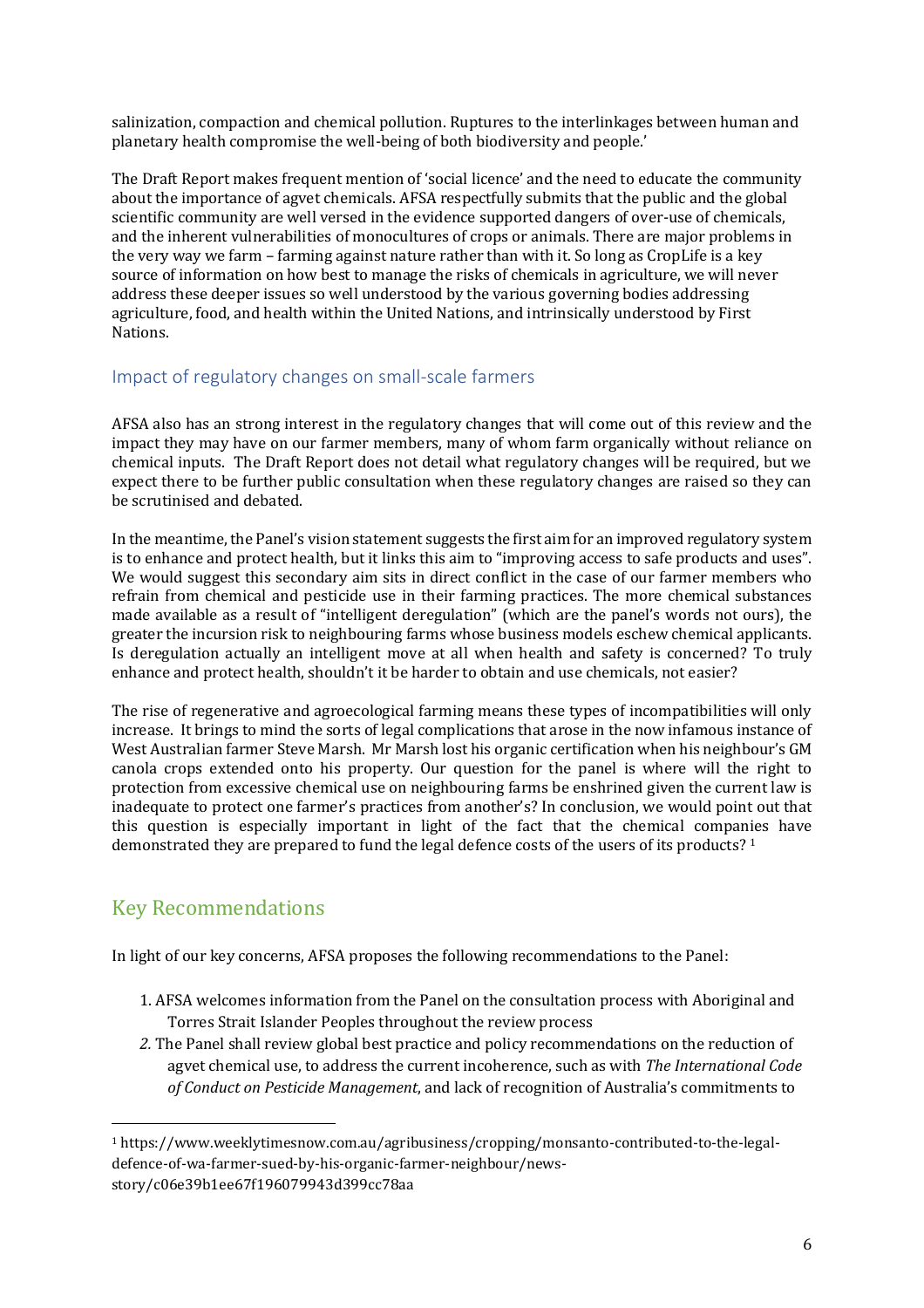salinization, compaction and chemical pollution. Ruptures to the interlinkages between human and planetary health compromise the well-being of both biodiversity and people.'

The Draft Report makes frequent mention of 'social licence' and the need to educate the community about the importance of agvet chemicals. AFSA respectfully submits that the public and the global scientific community are well versed in the evidence supported dangers of over-use of chemicals, and the inherent vulnerabilities of monocultures of crops or animals. There are major problems in the very way we farm – farming against nature rather than with it. So long as CropLife is a key source of information on how best to manage the risks of chemicals in agriculture, we will never address these deeper issues so well understood by the various governing bodies addressing agriculture, food, and health within the United Nations, and intrinsically understood by First Nations.

### Impact of regulatory changes on small-scale farmers

AFSA also has an strong interest in the regulatory changes that will come out of this review and the impact they may have on our farmer members, many of whom farm organically without reliance on chemical inputs. The Draft Report does not detail what regulatory changes will be required, but we expect there to be further public consultation when these regulatory changes are raised so they can be scrutinised and debated.

In the meantime, the Panel's vision statement suggests the first aim for an improved regulatory system is to enhance and protect health, but it links this aim to "improving access to safe products and uses". We would suggest this secondary aim sits in direct conflict in the case of our farmer members who refrain from chemical and pesticide use in their farming practices. The more chemical substances made available as a result of "intelligent deregulation" (which are the panel's words not ours), the greater the incursion risk to neighbouring farms whose business models eschew chemical applicants. Is deregulation actually an intelligent move at all when health and safety is concerned? To truly enhance and protect health, shouldn't it be harder to obtain and use chemicals, not easier?

The rise of regenerative and agroecological farming means these types of incompatibilities will only increase. It brings to mind the sorts of legal complications that arose in the now infamous instance of West Australian farmer Steve Marsh. Mr Marsh lost his organic certification when his neighbour's GM canola crops extended onto his property. Our question for the panel is where will the right to protection from excessive chemical use on neighbouring farms be enshrined given the current law is inadequate to protect one farmer's practices from another's? In conclusion, we would point out that this question is especially important in light of the fact that the chemical companies have demonstrated they are prepared to fund the legal defence costs of the users of its products? [1]

## Key Recommendations

In light of our key concerns, AFSA proposes the following recommendations to the Panel:

1. AFSA welcomes information from the Panel on the consultation process with Aboriginal and Torres Strait Islander Peoples throughout the review process
2. The Panel shall review global best practice and policy recommendations on the reduction of agvet chemical use, to address the current incoherence, such as with *The International Code of Conduct on Pesticide Management*, and lack of recognition of Australia's commitments to

---

[1] https://www.weeklytimesnow.com.au/agribusiness/cropping/monsanto-contributed-to-the-legal-defence-of-wa-farmer-sued-by-his-organic-farmer-neighbour/news-story/c06e39b1ee67f196079943d399cc78aa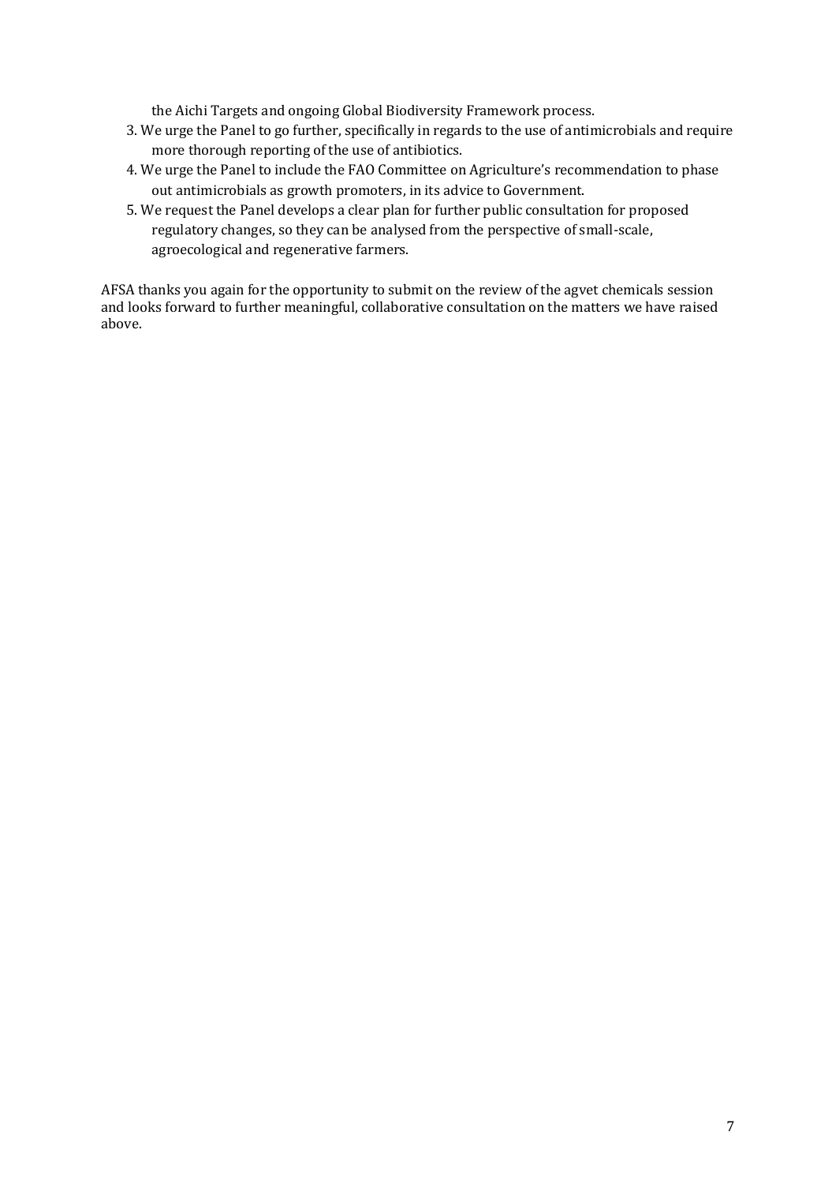the Aichi Targets and ongoing Global Biodiversity Framework process.

3. We urge the Panel to go further, specifically in regards to the use of antimicrobials and require more thorough reporting of the use of antibiotics.
4. We urge the Panel to include the FAO Committee on Agriculture's recommendation to phase out antimicrobials as growth promoters, in its advice to Government.
5. We request the Panel develops a clear plan for further public consultation for proposed regulatory changes, so they can be analysed from the perspective of small-scale, agroecological and regenerative farmers.

AFSA thanks you again for the opportunity to submit on the review of the agvet chemicals session and looks forward to further meaningful, collaborative consultation on the matters we have raised above.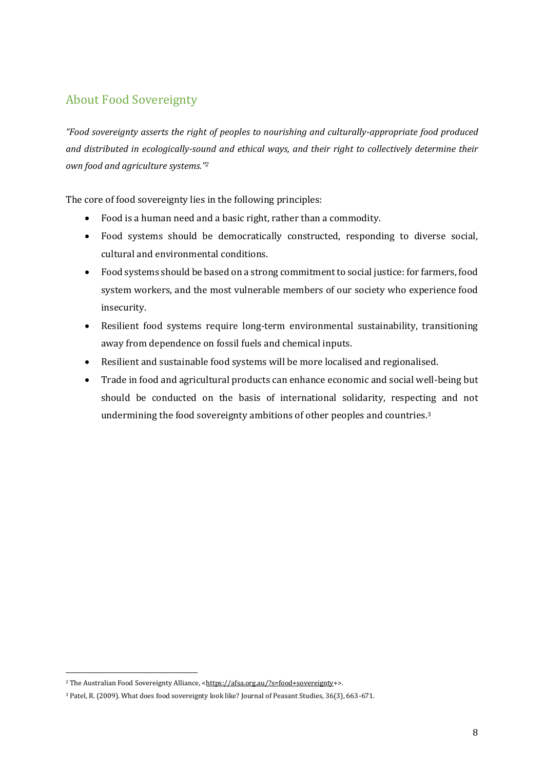## About Food Sovereignty

*"Food sovereignty asserts the right of peoples to nourishing and culturally-appropriate food produced and distributed in ecologically-sound and ethical ways, and their right to collectively determine their own food and agriculture systems."*[2]

The core of food sovereignty lies in the following principles:

- Food is a human need and a basic right, rather than a commodity.
- Food systems should be democratically constructed, responding to diverse social, cultural and environmental conditions.
- Food systems should be based on a strong commitment to social justice: for farmers, food system workers, and the most vulnerable members of our society who experience food insecurity.
- Resilient food systems require long-term environmental sustainability, transitioning away from dependence on fossil fuels and chemical inputs.
- Resilient and sustainable food systems will be more localised and regionalised.
- Trade in food and agricultural products can enhance economic and social well-being but should be conducted on the basis of international solidarity, respecting and not undermining the food sovereignty ambitions of other peoples and countries.[3]

---

[2] The Australian Food Sovereignty Alliance, <https://afsa.org.au/?s=food+sovereignty+>.

[3] Patel, R. (2009). What does food sovereignty look like? Journal of Peasant Studies, 36(3), 663-671.